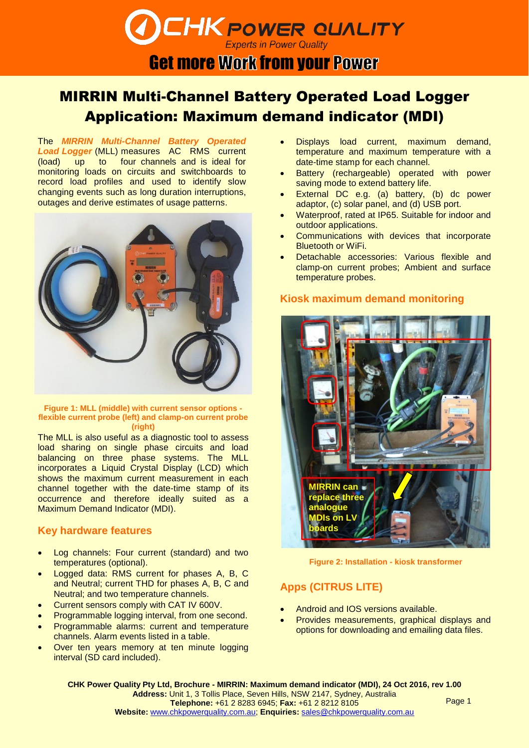# MIRRIN Multi-Channel Battery Operated Load Logger
# Application: Maximum demand indicator (MDI)

The ***MIRRIN Multi-Channel Battery Operated Load Logger*** (MLL) measures AC RMS current (load) up to four channels and is ideal for monitoring loads on circuits and switchboards to record load profiles and used to identify slow changing events such as long duration interruptions, outages and derive estimates of usage patterns.

**Figure 1: MLL (middle) with current sensor options - flexible current probe (left) and clamp-on current probe (right)**

The MLL is also useful as a diagnostic tool to assess load sharing on single phase circuits and load balancing on three phase systems. The MLL incorporates a Liquid Crystal Display (LCD) which shows the maximum current measurement in each channel together with the date-time stamp of its occurrence and therefore ideally suited as a Maximum Demand Indicator (MDI).

## Key hardware features

- Log channels: Four current (standard) and two temperatures (optional).
- Logged data: RMS current for phases A, B, C and Neutral; current THD for phases A, B, C and Neutral; and two temperature channels.
- Current sensors comply with CAT IV 600V.
- Programmable logging interval, from one second.
- Programmable alarms: current and temperature channels. Alarm events listed in a table.
- Over ten years memory at ten minute logging interval (SD card included).
- Displays load current, maximum demand, temperature and maximum temperature with a date-time stamp for each channel.
- Battery (rechargeable) operated with power saving mode to extend battery life.
- External DC e.g. (a) battery, (b) dc power adaptor, (c) solar panel, and (d) USB port.
- Waterproof, rated at IP65. Suitable for indoor and outdoor applications.
- Communications with devices that incorporate Bluetooth or WiFi.
- Detachable accessories: Various flexible and clamp-on current probes; Ambient and surface temperature probes.

## Kiosk maximum demand monitoring

MIRRIN can replace three analogue MDIs on LV boards

**Figure 2: Installation - kiosk transformer**

## Apps (CITRUS LITE)

- Android and IOS versions available.
- Provides measurements, graphical displays and options for downloading and emailing data files.

**CHK Power Quality Pty Ltd, Brochure - MIRRIN: Maximum demand indicator (MDI), 24 Oct 2016, rev 1.00**
**Address:** Unit 1, 3 Tollis Place, Seven Hills, NSW 2147, Sydney, Australia
**Telephone:** +61 2 8283 6945; **Fax:** +61 2 8212 8105
**Website:** www.chkpowerquality.com.au; **Enquiries:** sales@chkpowerquality.com.au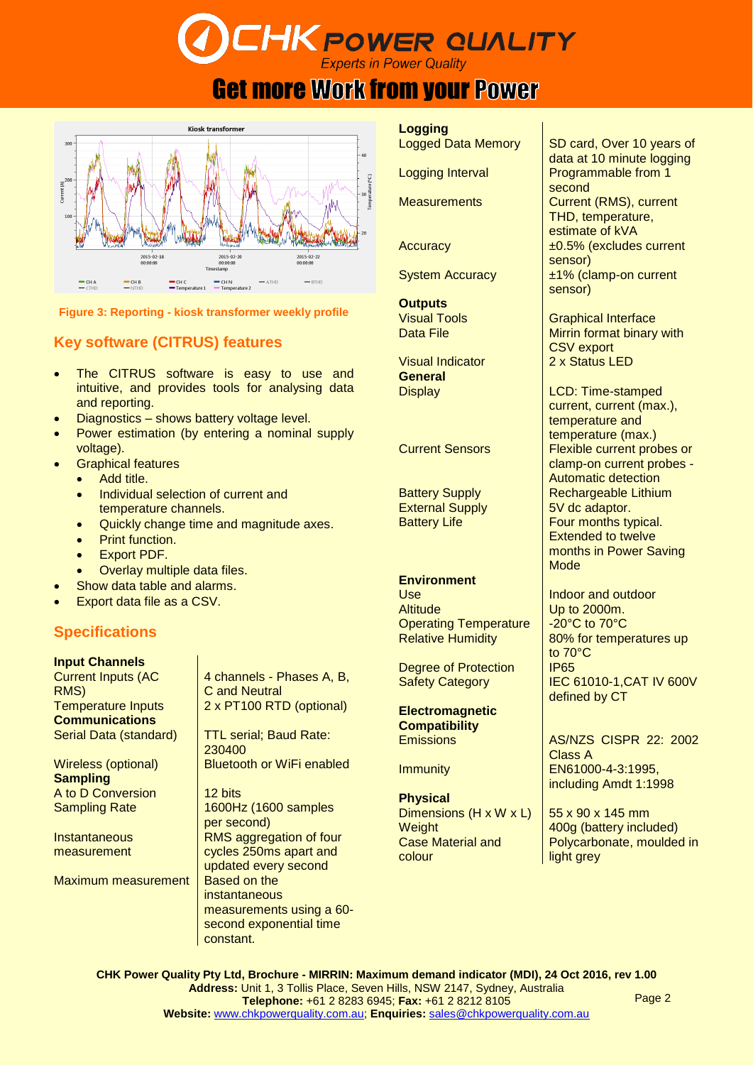Kiosk transformer

300
200
100
Current (A)

40
30
20
Temperature (°C)

2015-02-18 00:00:00
2015-02-20 00:00:00
2015-02-22 00:00:00
Timestamp

CH A, CH B, CH C, CH N, ATHD, BTHD, CTHD, NTHD, Temperature 1, Temperature 2

**Figure 3: Reporting - kiosk transformer weekly profile**

## Key software (CITRUS) features

- The CITRUS software is easy to use and intuitive, and provides tools for analysing data and reporting.
- Diagnostics – shows battery voltage level.
- Power estimation (by entering a nominal supply voltage).
- Graphical features
  - Add title.
  - Individual selection of current and temperature channels.
  - Quickly change time and magnitude axes.
  - Print function.
  - Export PDF.
  - Overlay multiple data files.
- Show data table and alarms.
- Export data file as a CSV.

## Specifications

| | |
|---|---|
| **Input Channels** | |
| Current Inputs (AC RMS) | 4 channels - Phases A, B, C and Neutral |
| Temperature Inputs | 2 x PT100 RTD (optional) |
| **Communications** | |
| Serial Data (standard) | TTL serial; Baud Rate: 230400 |
| Wireless (optional) | Bluetooth or WiFi enabled |
| **Sampling** | |
| A to D Conversion | 12 bits |
| Sampling Rate | 1600Hz (1600 samples per second) |
| Instantaneous measurement | RMS aggregation of four cycles 250ms apart and updated every second |
| Maximum measurement | Based on the instantaneous measurements using a 60-second exponential time constant. |
| **Logging** | |
| Logged Data Memory | SD card, Over 10 years of data at 10 minute logging |
| Logging Interval | Programmable from 1 second |
| Measurements | Current (RMS), current THD, temperature, estimate of kVA |
| Accuracy | ±0.5% (excludes current sensor) |
| System Accuracy | ±1% (clamp-on current sensor) |
| **Outputs** | |
| Visual Tools | Graphical Interface |
| Data File | Mirrin format binary with CSV export |
| Visual Indicator | 2 x Status LED |
| **General** | |
| Display | LCD: Time-stamped current, current (max.), temperature and temperature (max.) |
| Current Sensors | Flexible current probes or clamp-on current probes - Automatic detection |
| Battery Supply | Rechargeable Lithium |
| External Supply | 5V dc adaptor. |
| Battery Life | Four months typical. Extended to twelve months in Power Saving Mode |
| **Environment** | |
| Use | Indoor and outdoor |
| Altitude | Up to 2000m. |
| Operating Temperature | -20°C to 70°C |
| Relative Humidity | 80% for temperatures up to 70°C |
| Degree of Protection | IP65 |
| Safety Category | IEC 61010-1,CAT IV 600V defined by CT |
| **Electromagnetic Compatibility** | |
| Emissions | AS/NZS CISPR 22: 2002 Class A |
| Immunity | EN61000-4-3:1995, including Amdt 1:1998 |
| **Physical** | |
| Dimensions (H x W x L) | 55 x 90 x 145 mm |
| Weight | 400g (battery included) |
| Case Material and colour | Polycarbonate, moulded in light grey |